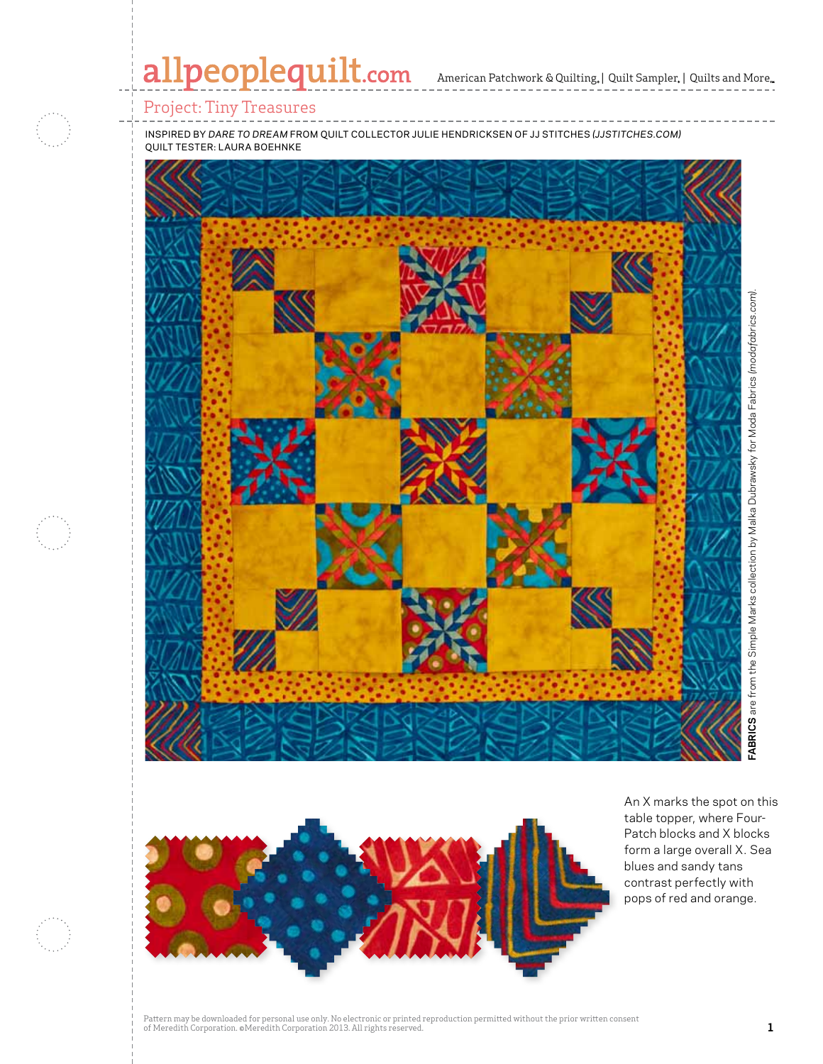# Project: Tiny Treasures

INSPIRED BY *DARE TO DREAM* FROM QUILT COLLECTOR JULIE HENDRICKSEN OF JJ STITCHES *(JJSTITCHES.COM)*
QUILT TESTER: LAURA BOEHNKE

**FABRICS** are from the Simple Marks collection by Malka Dubrawsky for Moda Fabrics *(modafabrics.com)*.

An X marks the spot on this table topper, where Four-Patch blocks and X blocks form a large overall X. Sea blues and sandy tans contrast perfectly with pops of red and orange.

Pattern may be downloaded for personal use only. No electronic or printed reproduction permitted without the prior written consent of Meredith Corporation. ©Meredith Corporation 2013. All rights reserved.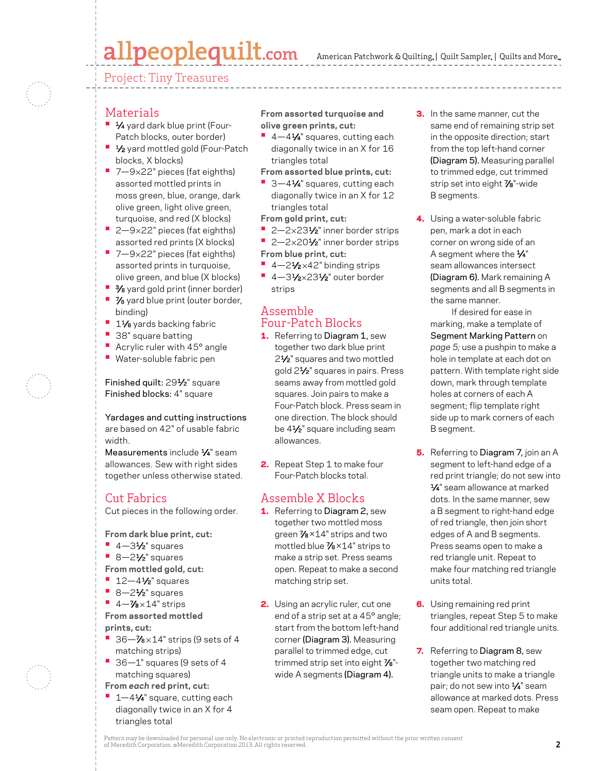Project: Tiny Treasures

## Materials

- ¼ yard dark blue print (Four-Patch blocks, outer border)
- ½ yard mottled gold (Four-Patch blocks, X blocks)
- 7—9×22" pieces (fat eighths) assorted mottled prints in moss green, blue, orange, dark olive green, light olive green, turquoise, and red (X blocks)
- 2—9×22" pieces (fat eighths) assorted red prints (X blocks)
- 7—9×22" pieces (fat eighths) assorted prints in turquoise, olive green, and blue (X blocks)
- ⅜ yard gold print (inner border)
- ⅞ yard blue print (outer border, binding)
- 1⅛ yards backing fabric
- 38" square batting
- Acrylic ruler with 45° angle
- Water-soluble fabric pen

Finished quilt: 29½" square
Finished blocks: 4" square

Yardages and cutting instructions are based on 42" of usable fabric width.

Measurements include ¼" seam allowances. Sew with right sides together unless otherwise stated.

## Cut Fabrics

Cut pieces in the following order.

**From dark blue print, cut:**
- 4—3½" squares
- 8—2½" squares

**From mottled gold, cut:**
- 12—4½" squares
- 8—2½" squares
- 4—⅞×14" strips

**From assorted mottled prints, cut:**
- 36—⅞×14" strips (9 sets of 4 matching strips)
- 36—1" squares (9 sets of 4 matching squares)

**From *each* red print, cut:**
- 1—4¼" square, cutting each diagonally twice in an X for 4 triangles total

**From assorted turquoise and olive green prints, cut:**
- 4—4¼" squares, cutting each diagonally twice in an X for 16 triangles total

**From assorted blue prints, cut:**
- 3—4¼" squares, cutting each diagonally twice in an X for 12 triangles total

**From gold print, cut:**
- 2—2×23½" inner border strips
- 2—2×20½" inner border strips

**From blue print, cut:**
- 4—2½×42" binding strips
- 4—3½×23½" outer border strips

## Assemble Four-Patch Blocks

1. Referring to Diagram 1, sew together two dark blue print 2½" squares and two mottled gold 2½" squares in pairs. Press seams away from mottled gold squares. Join pairs to make a Four-Patch block. Press seam in one direction. The block should be 4½" square including seam allowances.

2. Repeat Step 1 to make four Four-Patch blocks total.

## Assemble X Blocks

1. Referring to Diagram 2, sew together two mottled moss green ⅞×14" strips and two mottled blue ⅞×14" strips to make a strip set. Press seams open. Repeat to make a second matching strip set.

2. Using an acrylic ruler, cut one end of a strip set at a 45° angle; start from the bottom left-hand corner (Diagram 3). Measuring parallel to trimmed edge, cut trimmed strip set into eight ⅞"-wide A segments (Diagram 4).

3. In the same manner, cut the same end of remaining strip set in the opposite direction; start from the top left-hand corner (Diagram 5). Measuring parallel to trimmed edge, cut trimmed strip set into eight ⅞"-wide B segments.

4. Using a water-soluble fabric pen, mark a dot in each corner on wrong side of an A segment where the ¼" seam allowances intersect (Diagram 6). Mark remaining A segments and all B segments in the same manner.

   If desired for ease in marking, make a template of Segment Marking Pattern on *page 5;* use a pushpin to make a hole in template at each dot on pattern. With template right side down, mark through template holes at corners of each A segment; flip template right side up to mark corners of each B segment.

5. Referring to Diagram 7, join an A segment to left-hand edge of a red print triangle; do not sew into ¼" seam allowance at marked dots. In the same manner, sew a B segment to right-hand edge of red triangle, then join short edges of A and B segments. Press seams open to make a red triangle unit. Repeat to make four matching red triangle units total.

6. Using remaining red print triangles, repeat Step 5 to make four additional red triangle units.

7. Referring to Diagram 8, sew together two matching red triangle units to make a triangle pair; do not sew into ¼" seam allowance at marked dots. Press seam open. Repeat to make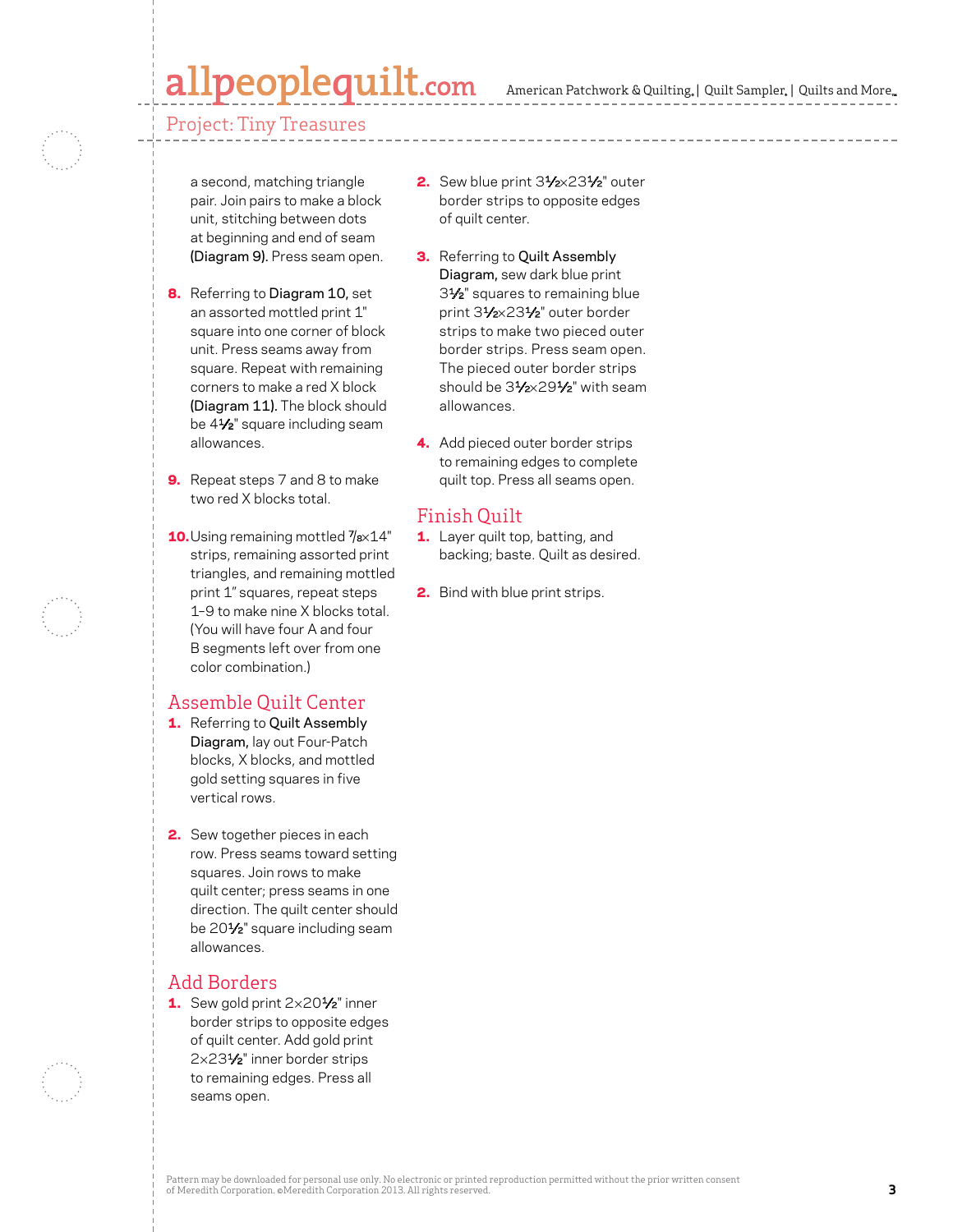a second, matching triangle pair. Join pairs to make a block unit, stitching between dots at beginning and end of seam **(Diagram 9).** Press seam open.

8. Referring to **Diagram 10,** set an assorted mottled print 1" square into one corner of block unit. Press seams away from square. Repeat with remaining corners to make a red X block **(Diagram 11).** The block should be 4½" square including seam allowances.

9. Repeat steps 7 and 8 to make two red X blocks total.

10. Using remaining mottled ⅞×14" strips, remaining assorted print triangles, and remaining mottled print 1" squares, repeat steps 1–9 to make nine X blocks total. (You will have four A and four B segments left over from one color combination.)

## Assemble Quilt Center

1. Referring to **Quilt Assembly Diagram,** lay out Four-Patch blocks, X blocks, and mottled gold setting squares in five vertical rows.

2. Sew together pieces in each row. Press seams toward setting squares. Join rows to make quilt center; press seams in one direction. The quilt center should be 20½" square including seam allowances.

## Add Borders

1. Sew gold print 2×20½" inner border strips to opposite edges of quilt center. Add gold print 2×23½" inner border strips to remaining edges. Press all seams open.

2. Sew blue print 3½×23½" outer border strips to opposite edges of quilt center.

3. Referring to **Quilt Assembly Diagram,** sew dark blue print 3½" squares to remaining blue print 3½×23½" outer border strips to make two pieced outer border strips. Press seam open. The pieced outer border strips should be 3½×29½" with seam allowances.

4. Add pieced outer border strips to remaining edges to complete quilt top. Press all seams open.

## Finish Quilt

1. Layer quilt top, batting, and backing; baste. Quilt as desired.

2. Bind with blue print strips.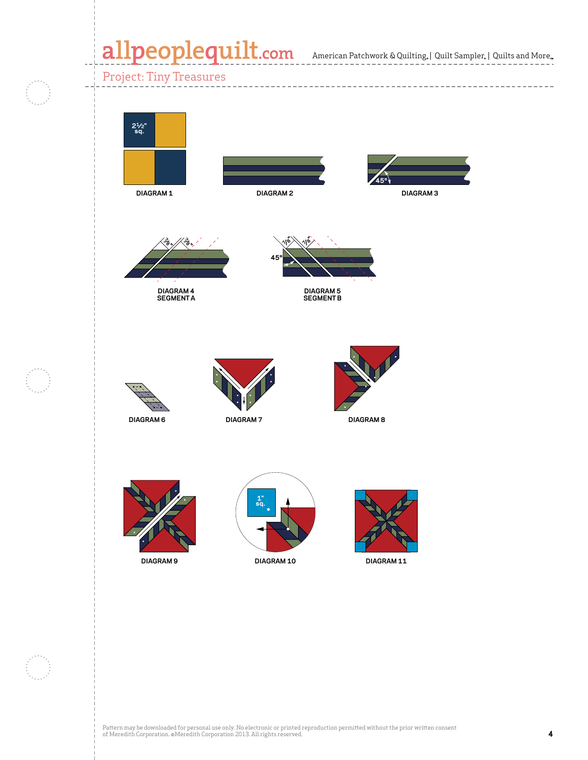Project: Tiny Treasures

2½" sq.

DIAGRAM 1

DIAGRAM 2

45°

DIAGRAM 3

⅞" ⅞"

DIAGRAM 4
SEGMENT A

⅞" ⅞"

45°

DIAGRAM 5
SEGMENT B

DIAGRAM 6

DIAGRAM 7

DIAGRAM 8

DIAGRAM 9

1" sq.

DIAGRAM 10

DIAGRAM 11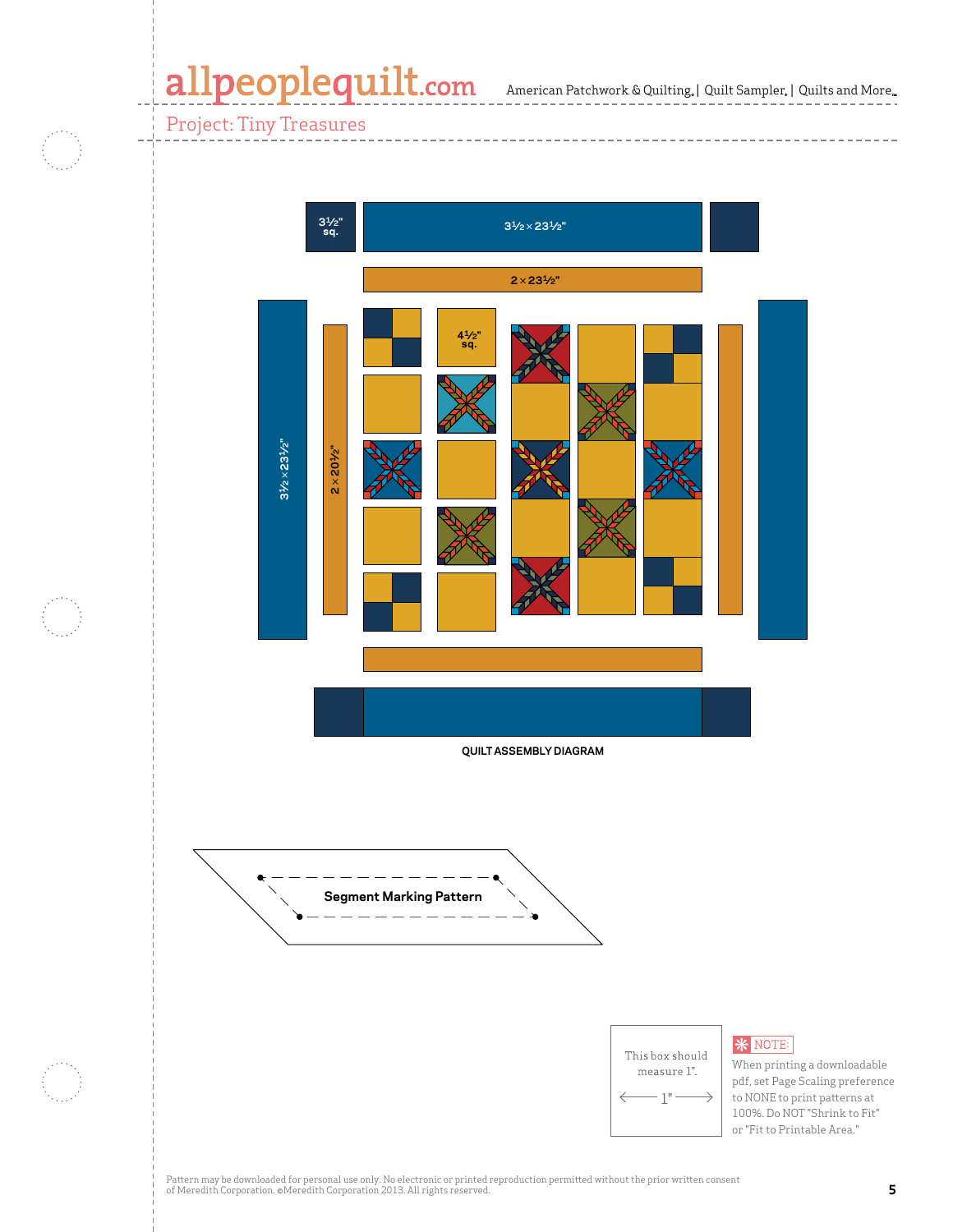Project: Tiny Treasures

3½" sq.

3½ × 23½"

2 × 23½"

4½" sq.

3½ × 23½"

2 × 20½"

QUILT ASSEMBLY DIAGRAM

Segment Marking Pattern

This box should measure 1".

1"

NOTE: When printing a downloadable pdf, set Page Scaling preference to NONE to print patterns at 100%. Do NOT "Shrink to Fit" or "Fit to Printable Area."

Pattern may be downloaded for personal use only. No electronic or printed reproduction permitted without the prior written consent of Meredith Corporation. ©Meredith Corporation 2013. All rights reserved.